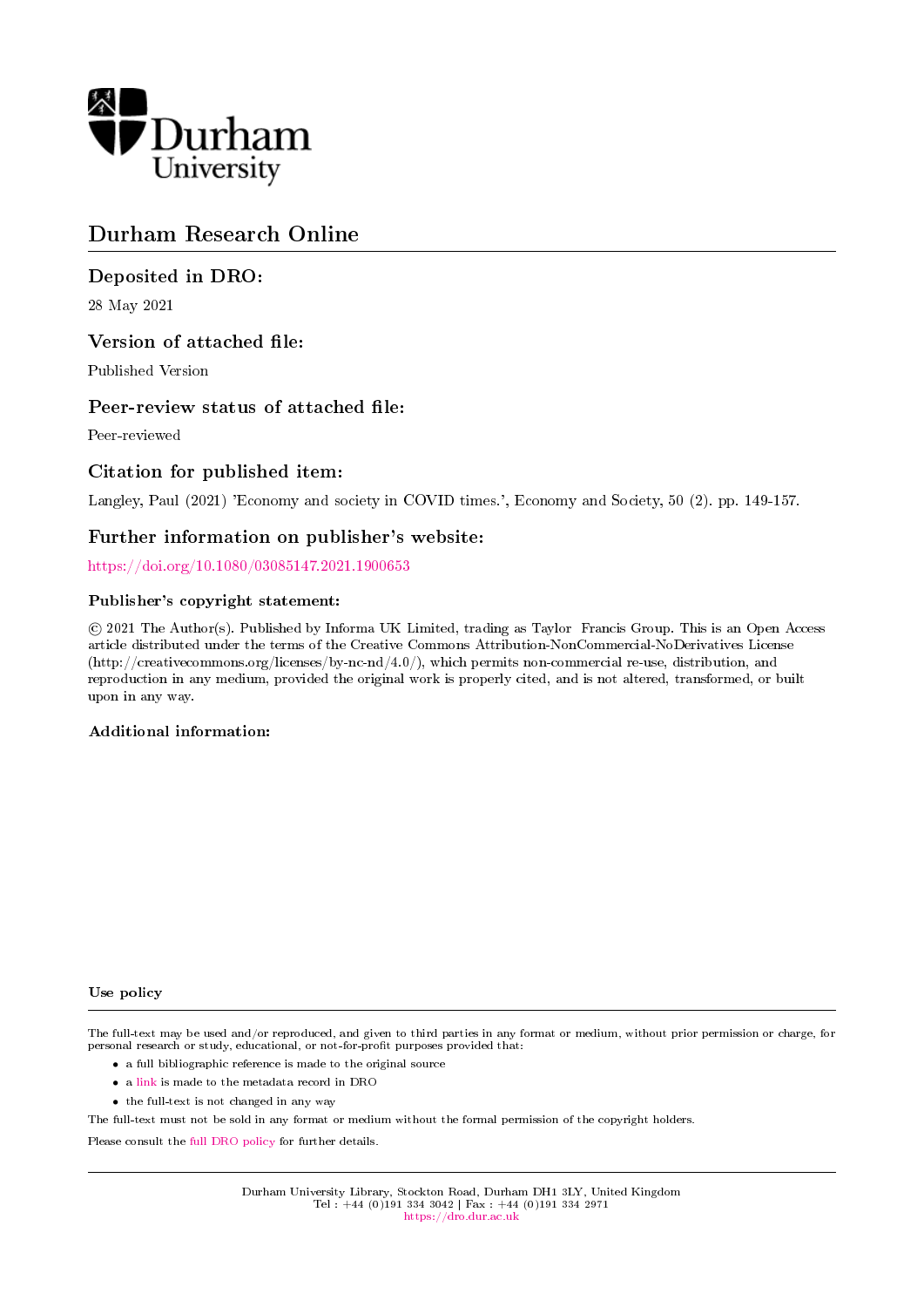Durham University

# Durham Research Online

## Deposited in DRO:

28 May 2021

## Version of attached file:

Published Version

## Peer-review status of attached file:

Peer-reviewed

## Citation for published item:

Langley, Paul (2021) 'Economy and society in COVID times.', Economy and Society, 50 (2). pp. 149-157.

## Further information on publisher's website:

https://doi.org/10.1080/03085147.2021.1900653

### Publisher's copyright statement:

© 2021 The Author(s). Published by Informa UK Limited, trading as Taylor Francis Group. This is an Open Access article distributed under the terms of the Creative Commons Attribution-NonCommercial-NoDerivatives License (http://creativecommons.org/licenses/by-nc-nd/4.0/), which permits non-commercial re-use, distribution, and reproduction in any medium, provided the original work is properly cited, and is not altered, transformed, or built upon in any way.

### Additional information:

### Use policy

The full-text may be used and/or reproduced, and given to third parties in any format or medium, without prior permission or charge, for personal research or study, educational, or not-for-profit purposes provided that:

- a full bibliographic reference is made to the original source
- a link is made to the metadata record in DRO
- the full-text is not changed in any way

The full-text must not be sold in any format or medium without the formal permission of the copyright holders.

Please consult the full DRO policy for further details.

Durham University Library, Stockton Road, Durham DH1 3LY, United Kingdom
Tel : +44 (0)191 334 3042 | Fax : +44 (0)191 334 2971
https://dro.dur.ac.uk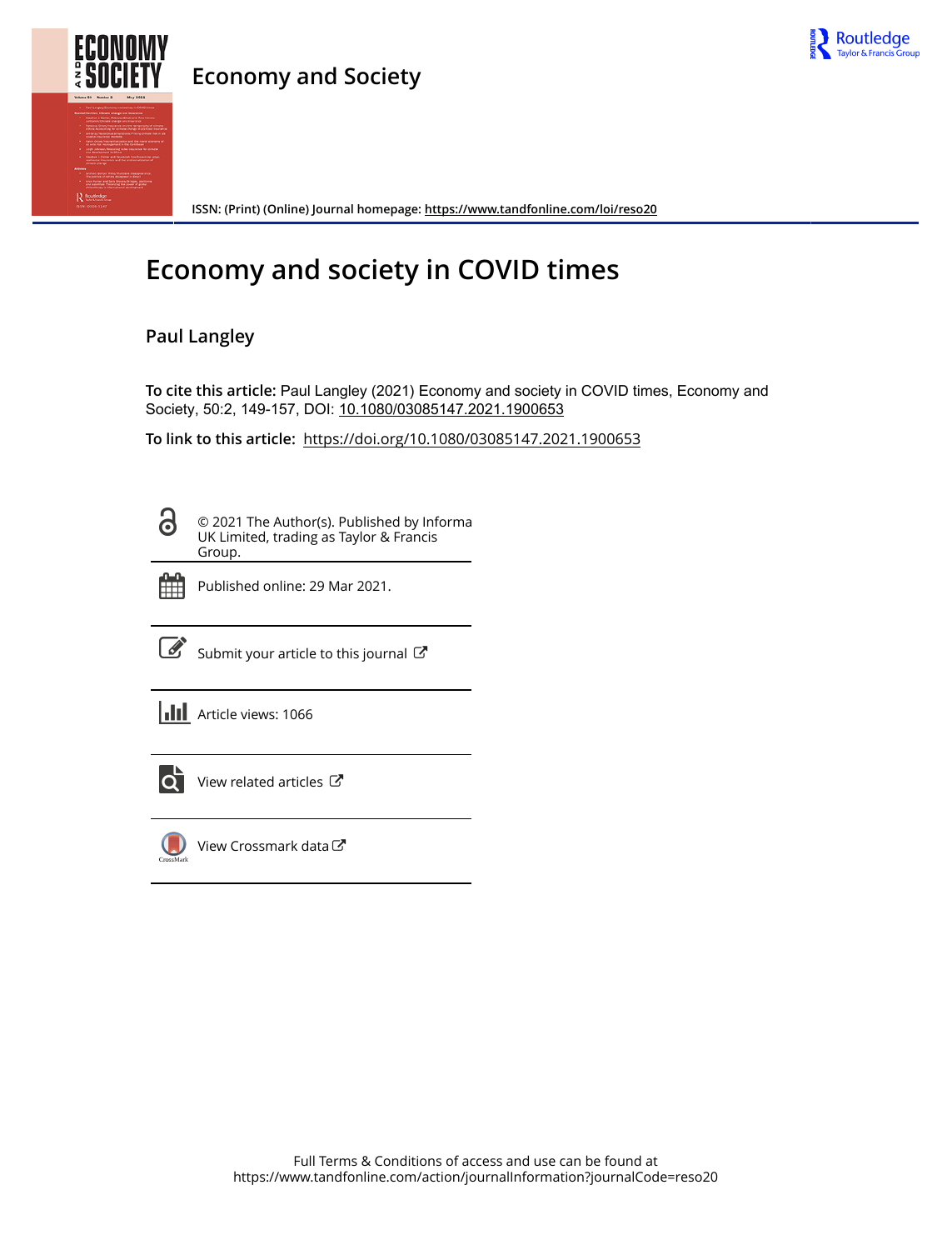Economy and Society

ISSN: (Print) (Online) Journal homepage: https://www.tandfonline.com/loi/reso20

# Economy and society in COVID times

**Paul Langley**

**To cite this article:** Paul Langley (2021) Economy and society in COVID times, Economy and Society, 50:2, 149-157, DOI: 10.1080/03085147.2021.1900653

**To link to this article:** https://doi.org/10.1080/03085147.2021.1900653

© 2021 The Author(s). Published by Informa UK Limited, trading as Taylor & Francis Group.

Published online: 29 Mar 2021.

Submit your article to this journal

Article views: 1066

View related articles

View Crossmark data

Full Terms & Conditions of access and use can be found at https://www.tandfonline.com/action/journalInformation?journalCode=reso20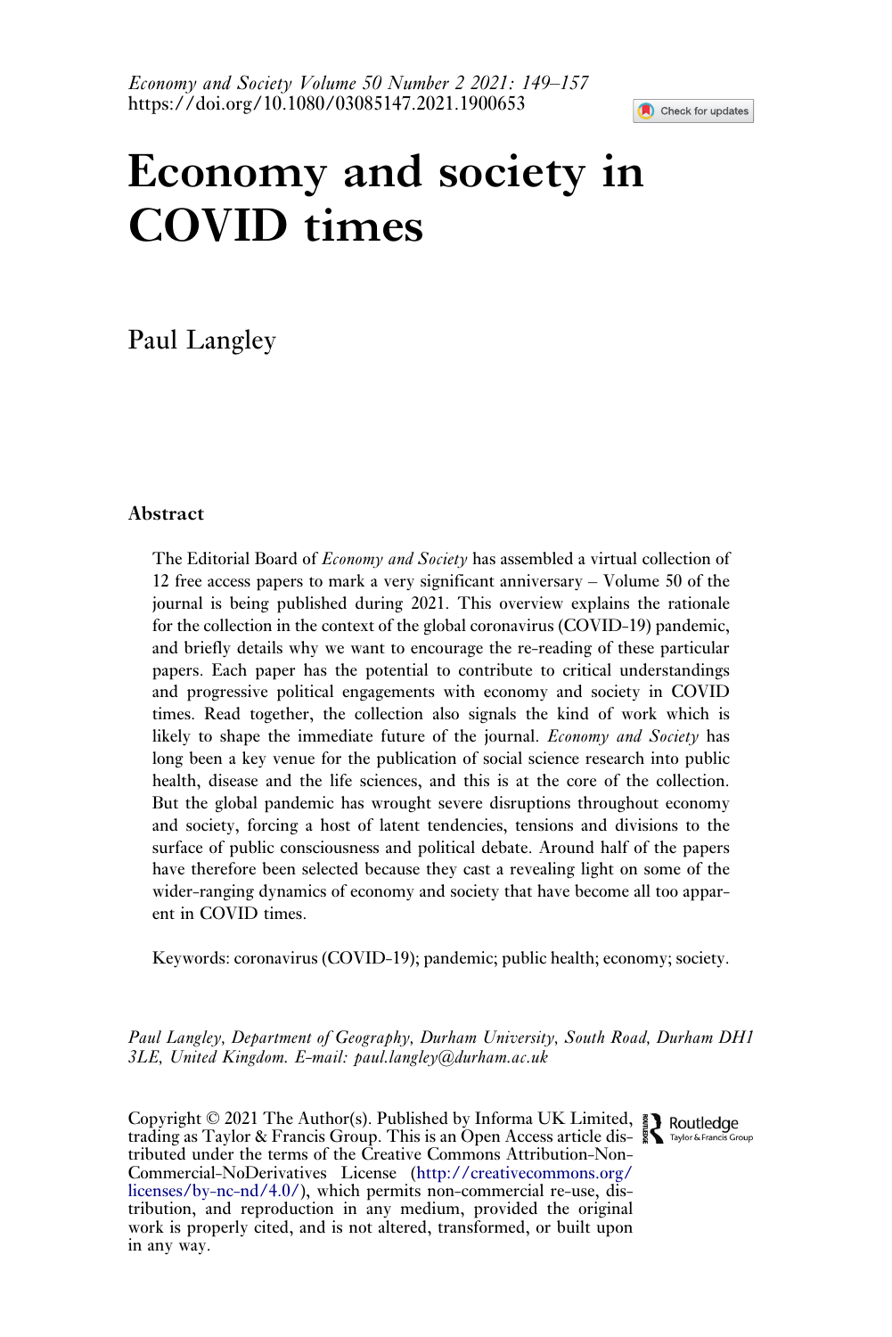# Economy and society in COVID times

Paul Langley

## Abstract

The Editorial Board of *Economy and Society* has assembled a virtual collection of 12 free access papers to mark a very significant anniversary – Volume 50 of the journal is being published during 2021. This overview explains the rationale for the collection in the context of the global coronavirus (COVID-19) pandemic, and briefly details why we want to encourage the re-reading of these particular papers. Each paper has the potential to contribute to critical understandings and progressive political engagements with economy and society in COVID times. Read together, the collection also signals the kind of work which is likely to shape the immediate future of the journal. *Economy and Society* has long been a key venue for the publication of social science research into public health, disease and the life sciences, and this is at the core of the collection. But the global pandemic has wrought severe disruptions throughout economy and society, forcing a host of latent tendencies, tensions and divisions to the surface of public consciousness and political debate. Around half of the papers have therefore been selected because they cast a revealing light on some of the wider-ranging dynamics of economy and society that have become all too apparent in COVID times.

Keywords: coronavirus (COVID-19); pandemic; public health; economy; society.

*Paul Langley, Department of Geography, Durham University, South Road, Durham DH1 3LE, United Kingdom. E-mail: paul.langley@durham.ac.uk*

Copyright © 2021 The Author(s). Published by Informa UK Limited, trading as Taylor & Francis Group. This is an Open Access article distributed under the terms of the Creative Commons Attribution-NonCommercial-NoDerivatives License (http://creativecommons.org/licenses/by-nc-nd/4.0/), which permits non-commercial re-use, distribution, and reproduction in any medium, provided the original work is properly cited, and is not altered, transformed, or built upon in any way.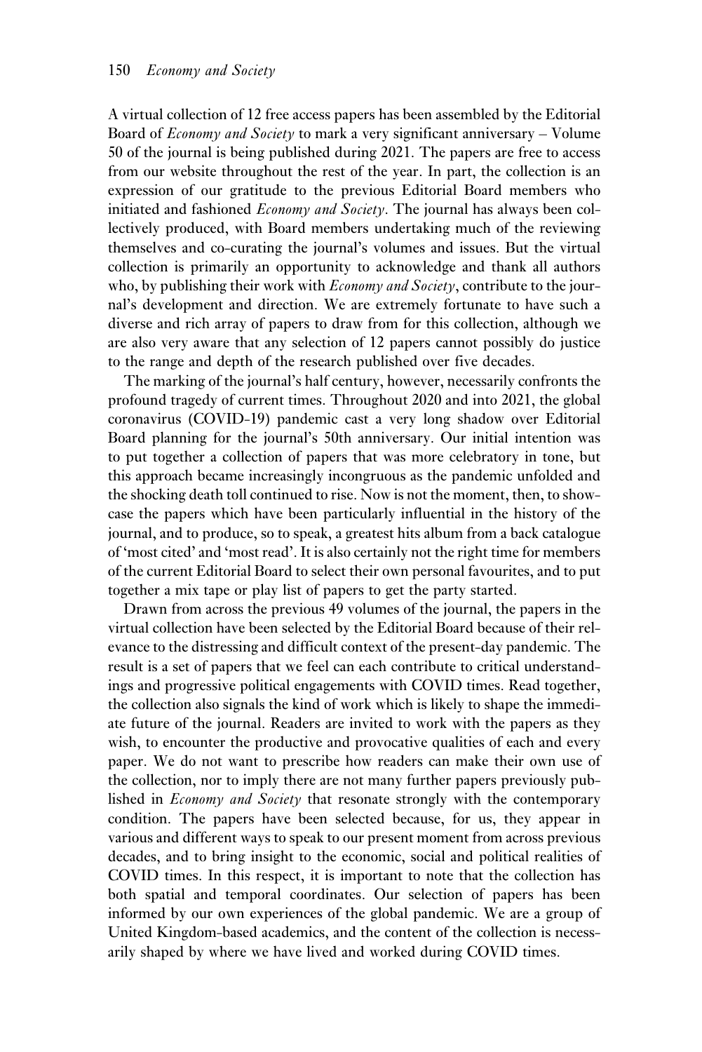A virtual collection of 12 free access papers has been assembled by the Editorial Board of *Economy and Society* to mark a very significant anniversary – Volume 50 of the journal is being published during 2021. The papers are free to access from our website throughout the rest of the year. In part, the collection is an expression of our gratitude to the previous Editorial Board members who initiated and fashioned *Economy and Society*. The journal has always been collectively produced, with Board members undertaking much of the reviewing themselves and co-curating the journal's volumes and issues. But the virtual collection is primarily an opportunity to acknowledge and thank all authors who, by publishing their work with *Economy and Society*, contribute to the journal's development and direction. We are extremely fortunate to have such a diverse and rich array of papers to draw from for this collection, although we are also very aware that any selection of 12 papers cannot possibly do justice to the range and depth of the research published over five decades.

The marking of the journal's half century, however, necessarily confronts the profound tragedy of current times. Throughout 2020 and into 2021, the global coronavirus (COVID-19) pandemic cast a very long shadow over Editorial Board planning for the journal's 50th anniversary. Our initial intention was to put together a collection of papers that was more celebratory in tone, but this approach became increasingly incongruous as the pandemic unfolded and the shocking death toll continued to rise. Now is not the moment, then, to showcase the papers which have been particularly influential in the history of the journal, and to produce, so to speak, a greatest hits album from a back catalogue of 'most cited' and 'most read'. It is also certainly not the right time for members of the current Editorial Board to select their own personal favourites, and to put together a mix tape or play list of papers to get the party started.

Drawn from across the previous 49 volumes of the journal, the papers in the virtual collection have been selected by the Editorial Board because of their relevance to the distressing and difficult context of the present-day pandemic. The result is a set of papers that we feel can each contribute to critical understandings and progressive political engagements with COVID times. Read together, the collection also signals the kind of work which is likely to shape the immediate future of the journal. Readers are invited to work with the papers as they wish, to encounter the productive and provocative qualities of each and every paper. We do not want to prescribe how readers can make their own use of the collection, nor to imply there are not many further papers previously published in *Economy and Society* that resonate strongly with the contemporary condition. The papers have been selected because, for us, they appear in various and different ways to speak to our present moment from across previous decades, and to bring insight to the economic, social and political realities of COVID times. In this respect, it is important to note that the collection has both spatial and temporal coordinates. Our selection of papers has been informed by our own experiences of the global pandemic. We are a group of United Kingdom-based academics, and the content of the collection is necessarily shaped by where we have lived and worked during COVID times.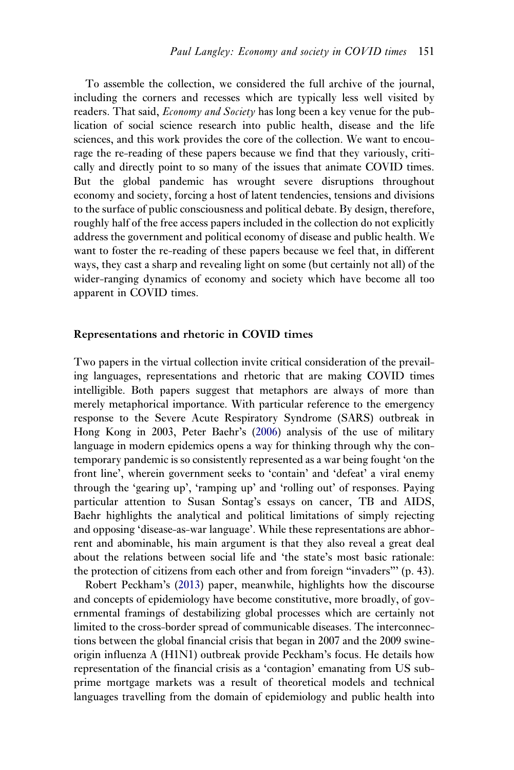To assemble the collection, we considered the full archive of the journal, including the corners and recesses which are typically less well visited by readers. That said, *Economy and Society* has long been a key venue for the publication of social science research into public health, disease and the life sciences, and this work provides the core of the collection. We want to encourage the re-reading of these papers because we find that they variously, critically and directly point to so many of the issues that animate COVID times. But the global pandemic has wrought severe disruptions throughout economy and society, forcing a host of latent tendencies, tensions and divisions to the surface of public consciousness and political debate. By design, therefore, roughly half of the free access papers included in the collection do not explicitly address the government and political economy of disease and public health. We want to foster the re-reading of these papers because we feel that, in different ways, they cast a sharp and revealing light on some (but certainly not all) of the wider-ranging dynamics of economy and society which have become all too apparent in COVID times.

## Representations and rhetoric in COVID times

Two papers in the virtual collection invite critical consideration of the prevailing languages, representations and rhetoric that are making COVID times intelligible. Both papers suggest that metaphors are always of more than merely metaphorical importance. With particular reference to the emergency response to the Severe Acute Respiratory Syndrome (SARS) outbreak in Hong Kong in 2003, Peter Baehr's (2006) analysis of the use of military language in modern epidemics opens a way for thinking through why the contemporary pandemic is so consistently represented as a war being fought 'on the front line', wherein government seeks to 'contain' and 'defeat' a viral enemy through the 'gearing up', 'ramping up' and 'rolling out' of responses. Paying particular attention to Susan Sontag's essays on cancer, TB and AIDS, Baehr highlights the analytical and political limitations of simply rejecting and opposing 'disease-as-war language'. While these representations are abhorrent and abominable, his main argument is that they also reveal a great deal about the relations between social life and 'the state's most basic rationale: the protection of citizens from each other and from foreign "invaders"' (p. 43).

Robert Peckham's (2013) paper, meanwhile, highlights how the discourse and concepts of epidemiology have become constitutive, more broadly, of governmental framings of destabilizing global processes which are certainly not limited to the cross-border spread of communicable diseases. The interconnections between the global financial crisis that began in 2007 and the 2009 swine-origin influenza A (H1N1) outbreak provide Peckham's focus. He details how representation of the financial crisis as a 'contagion' emanating from US sub-prime mortgage markets was a result of theoretical models and technical languages travelling from the domain of epidemiology and public health into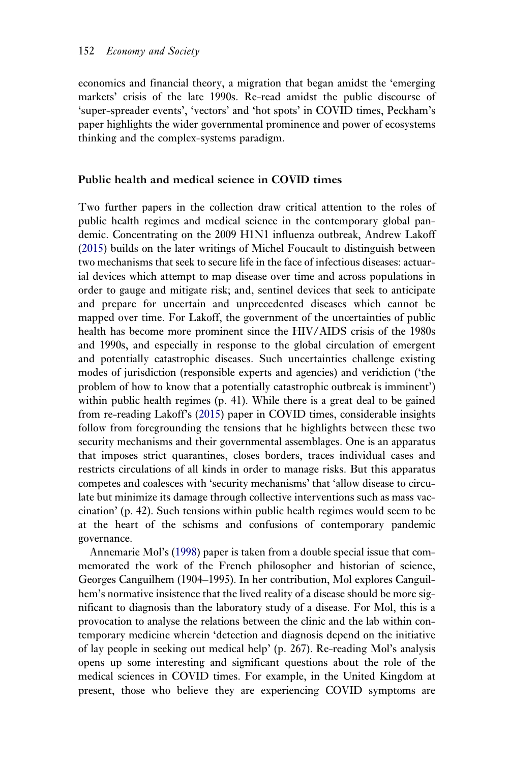economics and financial theory, a migration that began amidst the 'emerging markets' crisis of the late 1990s. Re-read amidst the public discourse of 'super-spreader events', 'vectors' and 'hot spots' in COVID times, Peckham's paper highlights the wider governmental prominence and power of ecosystems thinking and the complex-systems paradigm.

## Public health and medical science in COVID times

Two further papers in the collection draw critical attention to the roles of public health regimes and medical science in the contemporary global pandemic. Concentrating on the 2009 H1N1 influenza outbreak, Andrew Lakoff (2015) builds on the later writings of Michel Foucault to distinguish between two mechanisms that seek to secure life in the face of infectious diseases: actuarial devices which attempt to map disease over time and across populations in order to gauge and mitigate risk; and, sentinel devices that seek to anticipate and prepare for uncertain and unprecedented diseases which cannot be mapped over time. For Lakoff, the government of the uncertainties of public health has become more prominent since the HIV/AIDS crisis of the 1980s and 1990s, and especially in response to the global circulation of emergent and potentially catastrophic diseases. Such uncertainties challenge existing modes of jurisdiction (responsible experts and agencies) and veridiction ('the problem of how to know that a potentially catastrophic outbreak is imminent') within public health regimes (p. 41). While there is a great deal to be gained from re-reading Lakoff's (2015) paper in COVID times, considerable insights follow from foregrounding the tensions that he highlights between these two security mechanisms and their governmental assemblages. One is an apparatus that imposes strict quarantines, closes borders, traces individual cases and restricts circulations of all kinds in order to manage risks. But this apparatus competes and coalesces with 'security mechanisms' that 'allow disease to circulate but minimize its damage through collective interventions such as mass vaccination' (p. 42). Such tensions within public health regimes would seem to be at the heart of the schisms and confusions of contemporary pandemic governance.

Annemarie Mol's (1998) paper is taken from a double special issue that commemorated the work of the French philosopher and historian of science, Georges Canguilhem (1904–1995). In her contribution, Mol explores Canguilhem's normative insistence that the lived reality of a disease should be more significant to diagnosis than the laboratory study of a disease. For Mol, this is a provocation to analyse the relations between the clinic and the lab within contemporary medicine wherein 'detection and diagnosis depend on the initiative of lay people in seeking out medical help' (p. 267). Re-reading Mol's analysis opens up some interesting and significant questions about the role of the medical sciences in COVID times. For example, in the United Kingdom at present, those who believe they are experiencing COVID symptoms are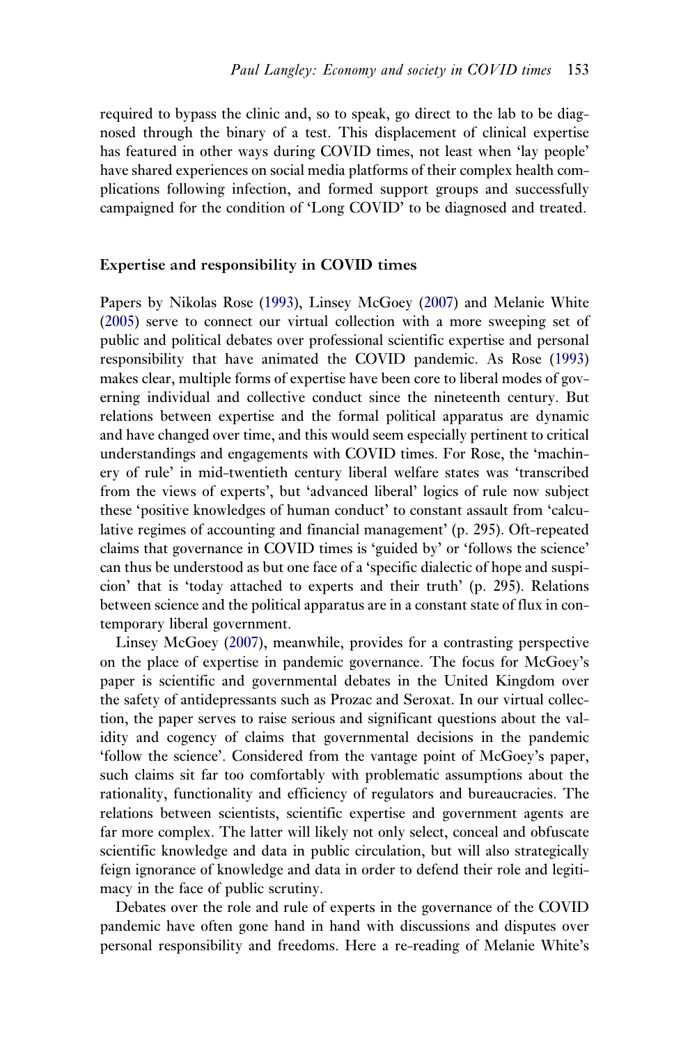required to bypass the clinic and, so to speak, go direct to the lab to be diagnosed through the binary of a test. This displacement of clinical expertise has featured in other ways during COVID times, not least when 'lay people' have shared experiences on social media platforms of their complex health complications following infection, and formed support groups and successfully campaigned for the condition of 'Long COVID' to be diagnosed and treated.

### Expertise and responsibility in COVID times

Papers by Nikolas Rose (1993), Linsey McGoey (2007) and Melanie White (2005) serve to connect our virtual collection with a more sweeping set of public and political debates over professional scientific expertise and personal responsibility that have animated the COVID pandemic. As Rose (1993) makes clear, multiple forms of expertise have been core to liberal modes of governing individual and collective conduct since the nineteenth century. But relations between expertise and the formal political apparatus are dynamic and have changed over time, and this would seem especially pertinent to critical understandings and engagements with COVID times. For Rose, the 'machinery of rule' in mid-twentieth century liberal welfare states was 'transcribed from the views of experts', but 'advanced liberal' logics of rule now subject these 'positive knowledges of human conduct' to constant assault from 'calculative regimes of accounting and financial management' (p. 295). Oft-repeated claims that governance in COVID times is 'guided by' or 'follows the science' can thus be understood as but one face of a 'specific dialectic of hope and suspicion' that is 'today attached to experts and their truth' (p. 295). Relations between science and the political apparatus are in a constant state of flux in contemporary liberal government.

Linsey McGoey (2007), meanwhile, provides for a contrasting perspective on the place of expertise in pandemic governance. The focus for McGoey's paper is scientific and governmental debates in the United Kingdom over the safety of antidepressants such as Prozac and Seroxat. In our virtual collection, the paper serves to raise serious and significant questions about the validity and cogency of claims that governmental decisions in the pandemic 'follow the science'. Considered from the vantage point of McGoey's paper, such claims sit far too comfortably with problematic assumptions about the rationality, functionality and efficiency of regulators and bureaucracies. The relations between scientists, scientific expertise and government agents are far more complex. The latter will likely not only select, conceal and obfuscate scientific knowledge and data in public circulation, but will also strategically feign ignorance of knowledge and data in order to defend their role and legitimacy in the face of public scrutiny.

Debates over the role and rule of experts in the governance of the COVID pandemic have often gone hand in hand with discussions and disputes over personal responsibility and freedoms. Here a re-reading of Melanie White's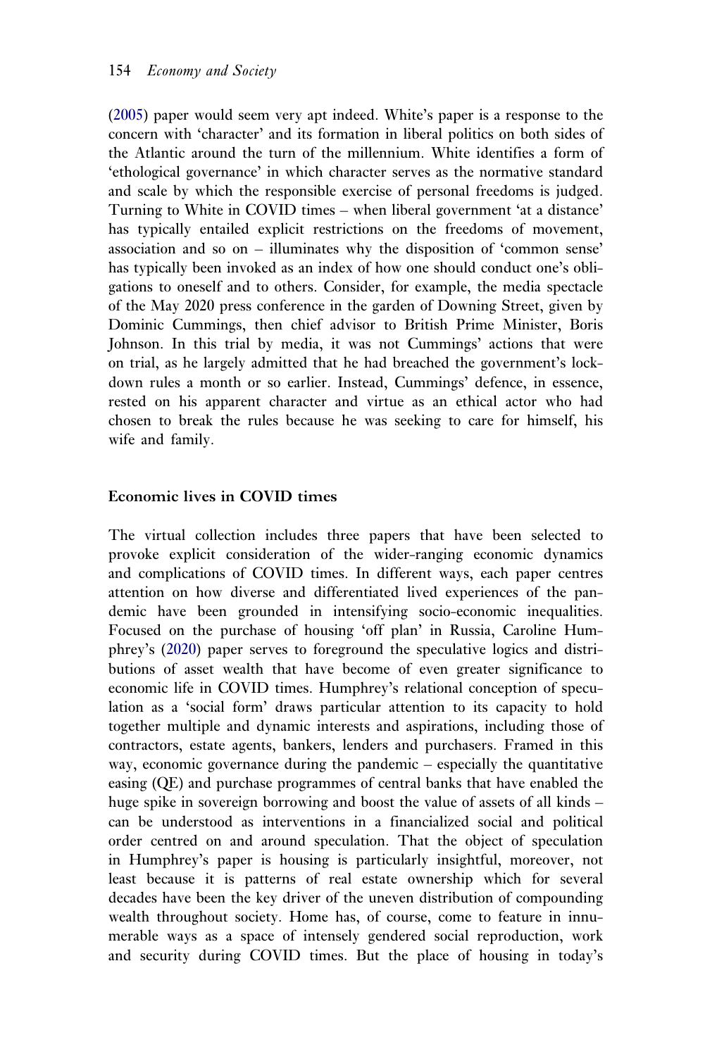(2005) paper would seem very apt indeed. White's paper is a response to the concern with 'character' and its formation in liberal politics on both sides of the Atlantic around the turn of the millennium. White identifies a form of 'ethological governance' in which character serves as the normative standard and scale by which the responsible exercise of personal freedoms is judged. Turning to White in COVID times – when liberal government 'at a distance' has typically entailed explicit restrictions on the freedoms of movement, association and so on – illuminates why the disposition of 'common sense' has typically been invoked as an index of how one should conduct one's obligations to oneself and to others. Consider, for example, the media spectacle of the May 2020 press conference in the garden of Downing Street, given by Dominic Cummings, then chief advisor to British Prime Minister, Boris Johnson. In this trial by media, it was not Cummings' actions that were on trial, as he largely admitted that he had breached the government's lockdown rules a month or so earlier. Instead, Cummings' defence, in essence, rested on his apparent character and virtue as an ethical actor who had chosen to break the rules because he was seeking to care for himself, his wife and family.

## Economic lives in COVID times

The virtual collection includes three papers that have been selected to provoke explicit consideration of the wider-ranging economic dynamics and complications of COVID times. In different ways, each paper centres attention on how diverse and differentiated lived experiences of the pandemic have been grounded in intensifying socio-economic inequalities. Focused on the purchase of housing 'off plan' in Russia, Caroline Humphrey's (2020) paper serves to foreground the speculative logics and distributions of asset wealth that have become of even greater significance to economic life in COVID times. Humphrey's relational conception of speculation as a 'social form' draws particular attention to its capacity to hold together multiple and dynamic interests and aspirations, including those of contractors, estate agents, bankers, lenders and purchasers. Framed in this way, economic governance during the pandemic – especially the quantitative easing (QE) and purchase programmes of central banks that have enabled the huge spike in sovereign borrowing and boost the value of assets of all kinds – can be understood as interventions in a financialized social and political order centred on and around speculation. That the object of speculation in Humphrey's paper is housing is particularly insightful, moreover, not least because it is patterns of real estate ownership which for several decades have been the key driver of the uneven distribution of compounding wealth throughout society. Home has, of course, come to feature in innumerable ways as a space of intensely gendered social reproduction, work and security during COVID times. But the place of housing in today's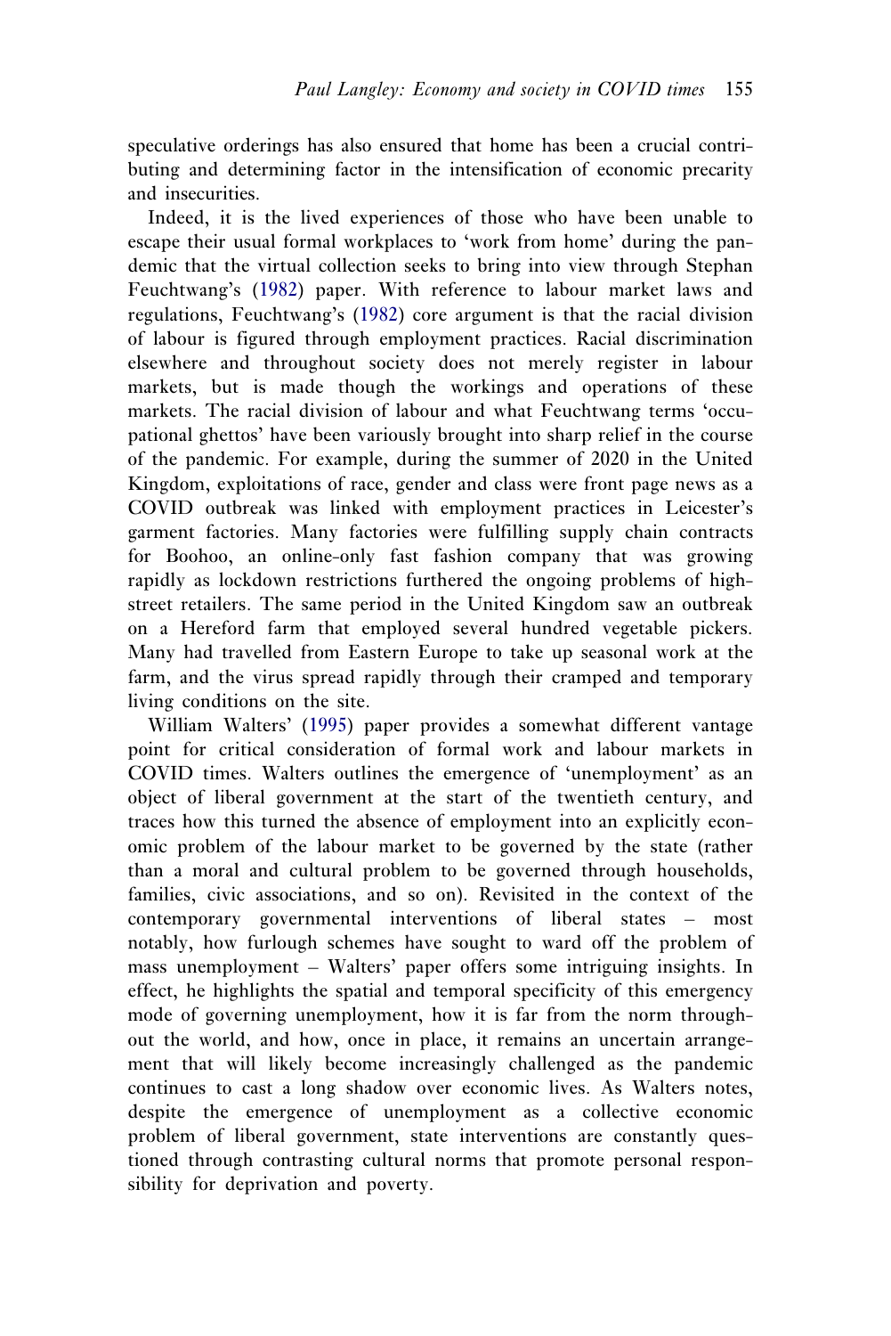speculative orderings has also ensured that home has been a crucial contributing and determining factor in the intensification of economic precarity and insecurities.

Indeed, it is the lived experiences of those who have been unable to escape their usual formal workplaces to 'work from home' during the pandemic that the virtual collection seeks to bring into view through Stephan Feuchtwang's (1982) paper. With reference to labour market laws and regulations, Feuchtwang's (1982) core argument is that the racial division of labour is figured through employment practices. Racial discrimination elsewhere and throughout society does not merely register in labour markets, but is made though the workings and operations of these markets. The racial division of labour and what Feuchtwang terms 'occupational ghettos' have been variously brought into sharp relief in the course of the pandemic. For example, during the summer of 2020 in the United Kingdom, exploitations of race, gender and class were front page news as a COVID outbreak was linked with employment practices in Leicester's garment factories. Many factories were fulfilling supply chain contracts for Boohoo, an online-only fast fashion company that was growing rapidly as lockdown restrictions furthered the ongoing problems of high-street retailers. The same period in the United Kingdom saw an outbreak on a Hereford farm that employed several hundred vegetable pickers. Many had travelled from Eastern Europe to take up seasonal work at the farm, and the virus spread rapidly through their cramped and temporary living conditions on the site.

William Walters' (1995) paper provides a somewhat different vantage point for critical consideration of formal work and labour markets in COVID times. Walters outlines the emergence of 'unemployment' as an object of liberal government at the start of the twentieth century, and traces how this turned the absence of employment into an explicitly economic problem of the labour market to be governed by the state (rather than a moral and cultural problem to be governed through households, families, civic associations, and so on). Revisited in the context of the contemporary governmental interventions of liberal states – most notably, how furlough schemes have sought to ward off the problem of mass unemployment – Walters' paper offers some intriguing insights. In effect, he highlights the spatial and temporal specificity of this emergency mode of governing unemployment, how it is far from the norm throughout the world, and how, once in place, it remains an uncertain arrangement that will likely become increasingly challenged as the pandemic continues to cast a long shadow over economic lives. As Walters notes, despite the emergence of unemployment as a collective economic problem of liberal government, state interventions are constantly questioned through contrasting cultural norms that promote personal responsibility for deprivation and poverty.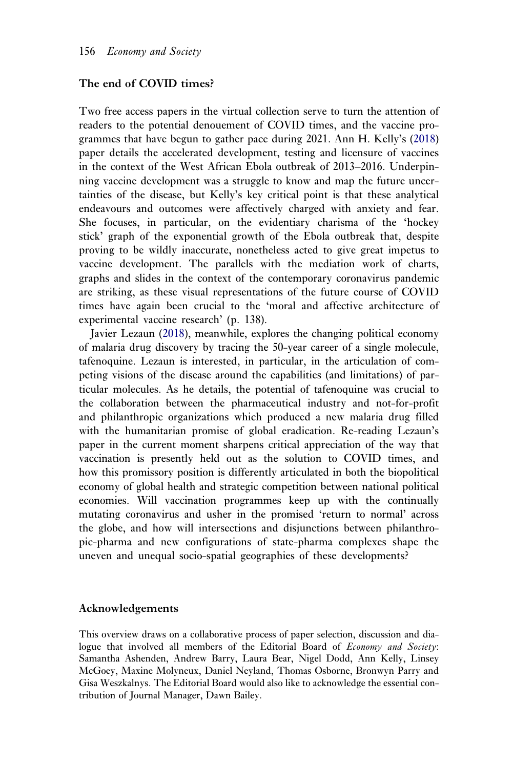### The end of COVID times?

Two free access papers in the virtual collection serve to turn the attention of readers to the potential denouement of COVID times, and the vaccine programmes that have begun to gather pace during 2021. Ann H. Kelly's (2018) paper details the accelerated development, testing and licensure of vaccines in the context of the West African Ebola outbreak of 2013–2016. Underpinning vaccine development was a struggle to know and map the future uncertainties of the disease, but Kelly's key critical point is that these analytical endeavours and outcomes were affectively charged with anxiety and fear. She focuses, in particular, on the evidentiary charisma of the 'hockey stick' graph of the exponential growth of the Ebola outbreak that, despite proving to be wildly inaccurate, nonetheless acted to give great impetus to vaccine development. The parallels with the mediation work of charts, graphs and slides in the context of the contemporary coronavirus pandemic are striking, as these visual representations of the future course of COVID times have again been crucial to the 'moral and affective architecture of experimental vaccine research' (p. 138).

Javier Lezaun (2018), meanwhile, explores the changing political economy of malaria drug discovery by tracing the 50-year career of a single molecule, tafenoquine. Lezaun is interested, in particular, in the articulation of competing visions of the disease around the capabilities (and limitations) of particular molecules. As he details, the potential of tafenoquine was crucial to the collaboration between the pharmaceutical industry and not-for-profit and philanthropic organizations which produced a new malaria drug filled with the humanitarian promise of global eradication. Re-reading Lezaun's paper in the current moment sharpens critical appreciation of the way that vaccination is presently held out as the solution to COVID times, and how this promissory position is differently articulated in both the biopolitical economy of global health and strategic competition between national political economies. Will vaccination programmes keep up with the continually mutating coronavirus and usher in the promised 'return to normal' across the globe, and how will intersections and disjunctions between philanthropic-pharma and new configurations of state-pharma complexes shape the uneven and unequal socio-spatial geographies of these developments?

### Acknowledgements

This overview draws on a collaborative process of paper selection, discussion and dialogue that involved all members of the Editorial Board of *Economy and Society*: Samantha Ashenden, Andrew Barry, Laura Bear, Nigel Dodd, Ann Kelly, Linsey McGoey, Maxine Molyneux, Daniel Neyland, Thomas Osborne, Bronwyn Parry and Gisa Weszkalnys. The Editorial Board would also like to acknowledge the essential contribution of Journal Manager, Dawn Bailey.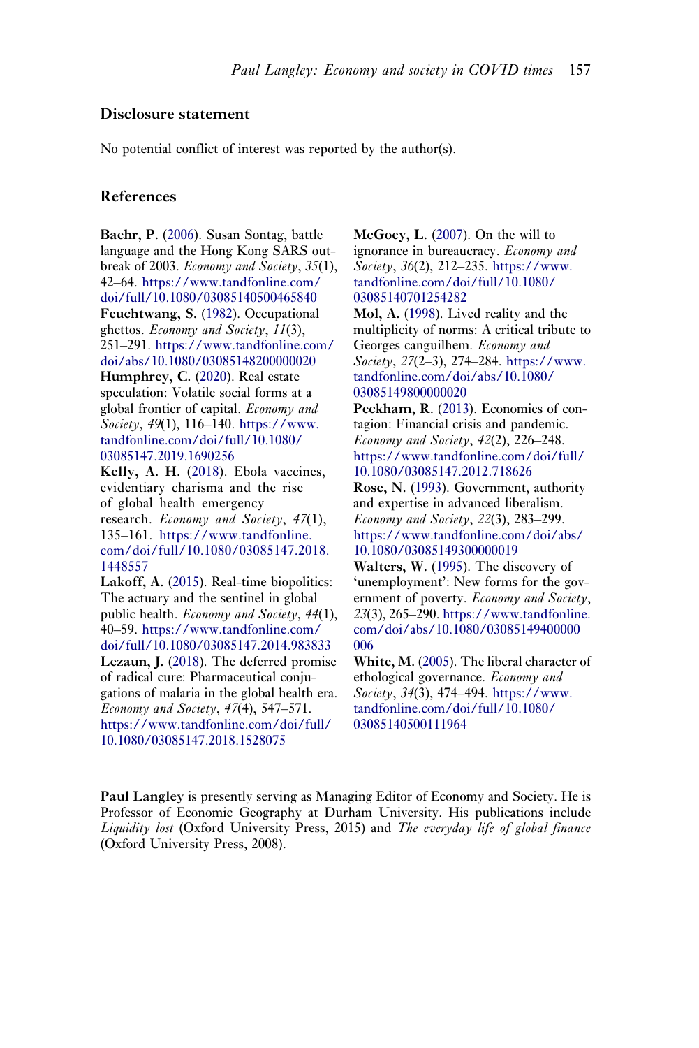## Disclosure statement

No potential conflict of interest was reported by the author(s).

## References

**Baehr, P.** (2006). Susan Sontag, battle language and the Hong Kong SARS outbreak of 2003. *Economy and Society*, *35*(1), 42–64. https://www.tandfonline.com/doi/full/10.1080/03085140500465840

**Feuchtwang, S.** (1982). Occupational ghettos. *Economy and Society*, *11*(3), 251–291. https://www.tandfonline.com/doi/abs/10.1080/03085148200000020

**Humphrey, C.** (2020). Real estate speculation: Volatile social forms at a global frontier of capital. *Economy and Society*, *49*(1), 116–140. https://www.tandfonline.com/doi/full/10.1080/03085147.2019.1690256

**Kelly, A. H.** (2018). Ebola vaccines, evidentiary charisma and the rise of global health emergency research. *Economy and Society*, *47*(1), 135–161. https://www.tandfonline.com/doi/full/10.1080/03085147.2018.1448557

**Lakoff, A.** (2015). Real-time biopolitics: The actuary and the sentinel in global public health. *Economy and Society*, *44*(1), 40–59. https://www.tandfonline.com/doi/full/10.1080/03085147.2014.983833

**Lezaun, J.** (2018). The deferred promise of radical cure: Pharmaceutical conjugations of malaria in the global health era. *Economy and Society*, *47*(4), 547–571. https://www.tandfonline.com/doi/full/10.1080/03085147.2018.1528075

**McGoey, L.** (2007). On the will to ignorance in bureaucracy. *Economy and Society*, *36*(2), 212–235. https://www.tandfonline.com/doi/full/10.1080/03085140701254282

**Mol, A.** (1998). Lived reality and the multiplicity of norms: A critical tribute to Georges canguilhem. *Economy and Society*, *27*(2–3), 274–284. https://www.tandfonline.com/doi/abs/10.1080/03085149800000020

**Peckham, R.** (2013). Economies of contagion: Financial crisis and pandemic. *Economy and Society*, *42*(2), 226–248. https://www.tandfonline.com/doi/full/10.1080/03085147.2012.718626

**Rose, N.** (1993). Government, authority and expertise in advanced liberalism. *Economy and Society*, *22*(3), 283–299. https://www.tandfonline.com/doi/abs/10.1080/03085149300000019

**Walters, W.** (1995). The discovery of 'unemployment': New forms for the government of poverty. *Economy and Society*, *23*(3), 265–290. https://www.tandfonline.com/doi/abs/10.1080/03085149400000006

**White, M.** (2005). The liberal character of ethological governance. *Economy and Society*, *34*(3), 474–494. https://www.tandfonline.com/doi/full/10.1080/03085140500111964

**Paul Langley** is presently serving as Managing Editor of Economy and Society. He is Professor of Economic Geography at Durham University. His publications include *Liquidity lost* (Oxford University Press, 2015) and *The everyday life of global finance* (Oxford University Press, 2008).